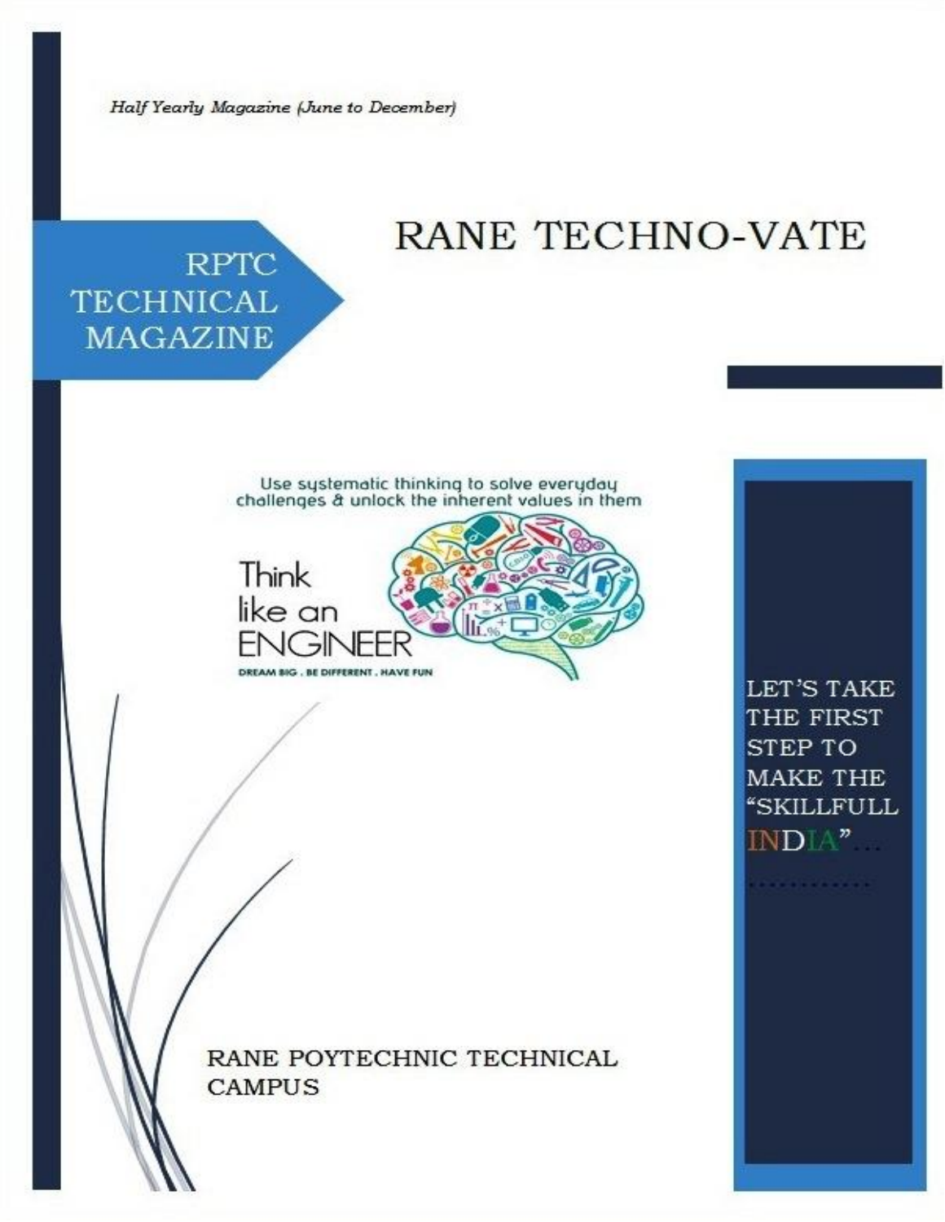*Half Yearly Magazine (June to December)*

# RANE TECHNO-VATE

## RPTC TECHNICAL MAGAZINE

Use systematic thinking to solve everyday challenges & unlock the inherent values in them

Think like an ENGINEER

DREAM BIG . BE DIFFERENT . HAVE FUN

LET'S TAKE THE FIRST STEP TO MAKE THE "SKILLFULL INDIA"…
…………

RANE POYTECHNIC TECHNICAL CAMPUS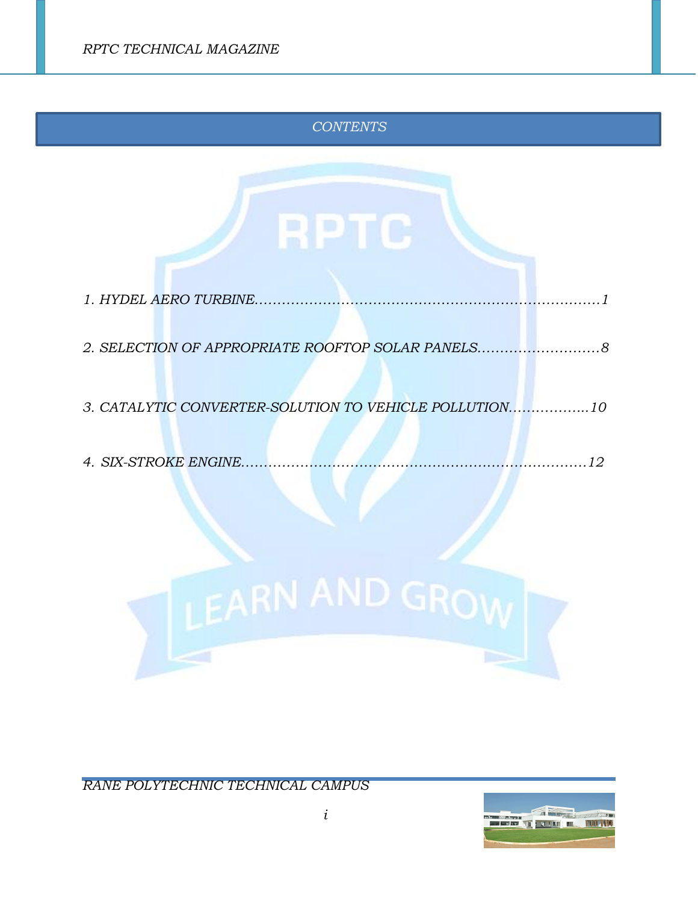# CONTENTS

1. HYDEL AERO TURBINE..........................................................................1
2. SELECTION OF APPROPRIATE ROOFTOP SOLAR PANELS............................8
3. CATALYTIC CONVERTER-SOLUTION TO VEHICLE POLLUTION.................10
4. SIX-STROKE ENGINE.........................................................................12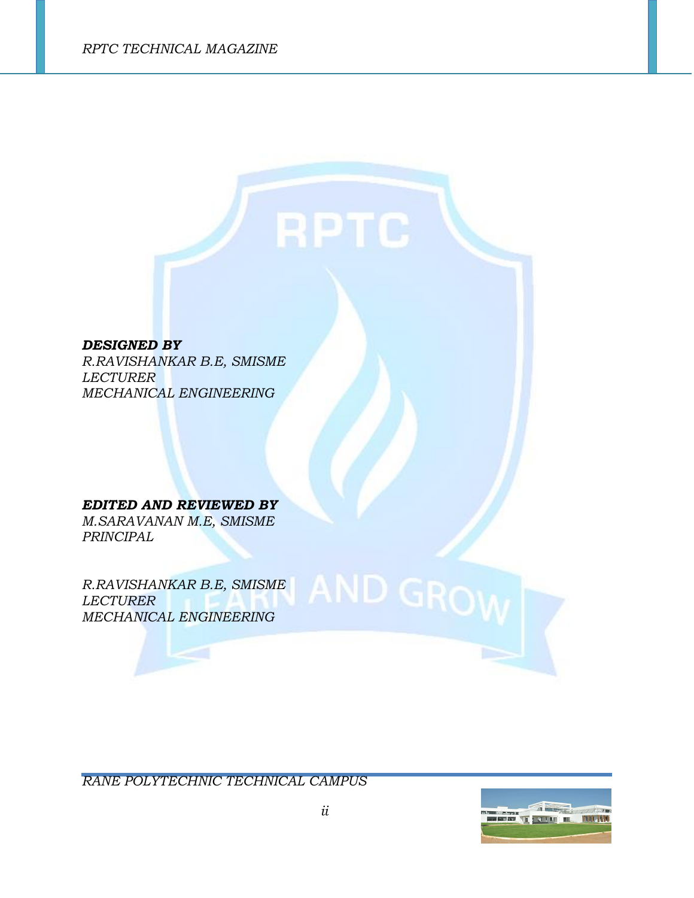***DESIGNED BY***
*R.RAVISHANKAR B.E, SMISME*
*LECTURER*
*MECHANICAL ENGINEERING*

***EDITED AND REVIEWED BY***
*M.SARAVANAN M.E, SMISME*
*PRINCIPAL*

*R.RAVISHANKAR B.E, SMISME*
*LECTURER*
*MECHANICAL ENGINEERING*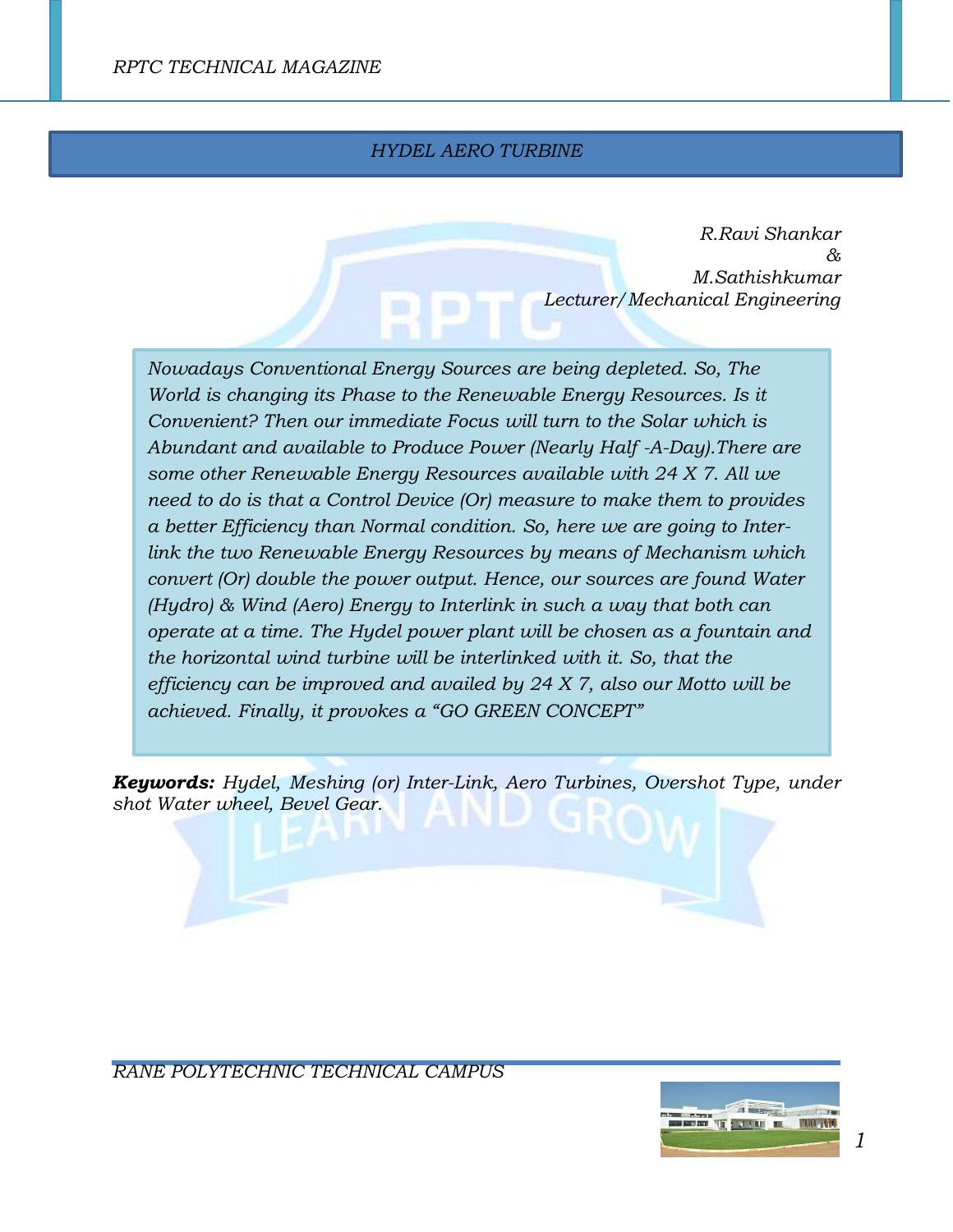# *HYDEL AERO TURBINE*

*R.Ravi Shankar*
*&*
*M.Sathishkumar*
*Lecturer/Mechanical Engineering*

*Nowadays Conventional Energy Sources are being depleted. So, The World is changing its Phase to the Renewable Energy Resources. Is it Convenient? Then our immediate Focus will turn to the Solar which is Abundant and available to Produce Power (Nearly Half -A-Day).There are some other Renewable Energy Resources available with 24 X 7. All we need to do is that a Control Device (Or) measure to make them to provides a better Efficiency than Normal condition. So, here we are going to Inter-link the two Renewable Energy Resources by means of Mechanism which convert (Or) double the power output. Hence, our sources are found Water (Hydro) & Wind (Aero) Energy to Interlink in such a way that both can operate at a time. The Hydel power plant will be chosen as a fountain and the horizontal wind turbine will be interlinked with it. So, that the efficiency can be improved and availed by 24 X 7, also our Motto will be achieved. Finally, it provokes a "GO GREEN CONCEPT"*

***Keywords:*** *Hydel, Meshing (or) Inter-Link, Aero Turbines, Overshot Type, under shot Water wheel, Bevel Gear.*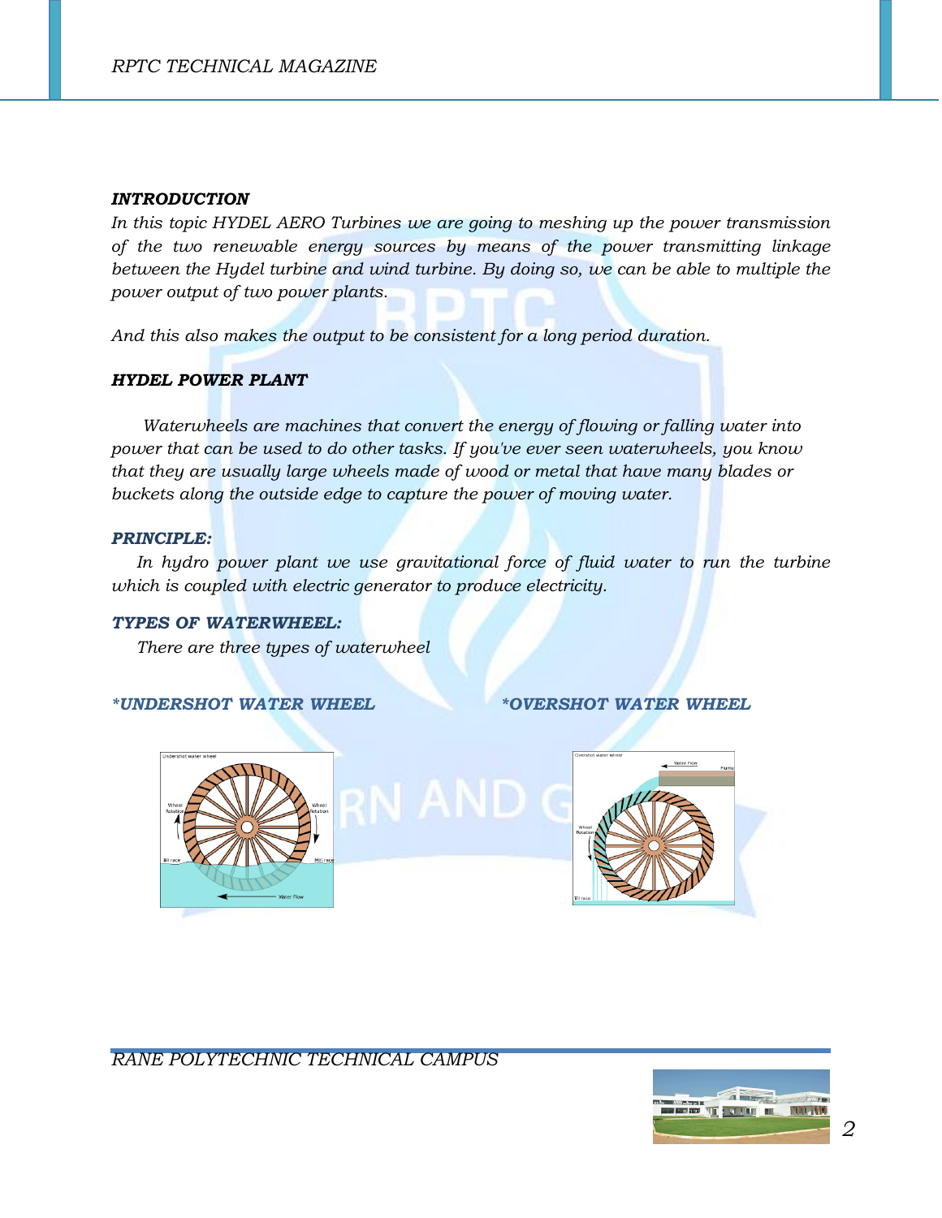### INTRODUCTION

*In this topic HYDEL AERO Turbines we are going to meshing up the power transmission of the two renewable energy sources by means of the power transmitting linkage between the Hydel turbine and wind turbine. By doing so, we can be able to multiple the power output of two power plants.*

*And this also makes the output to be consistent for a long period duration.*

### HYDEL POWER PLANT

*Waterwheels are machines that convert the energy of flowing or falling water into power that can be used to do other tasks. If you've ever seen waterwheels, you know that they are usually large wheels made of wood or metal that have many blades or buckets along the outside edge to capture the power of moving water.*

### PRINCIPLE:

*In hydro power plant we use gravitational force of fluid water to run the turbine which is coupled with electric generator to produce electricity.*

### TYPES OF WATERWHEEL:

*There are three types of waterwheel*

***UNDERSHOT WATER WHEEL**

***OVERSHOT WATER WHEEL**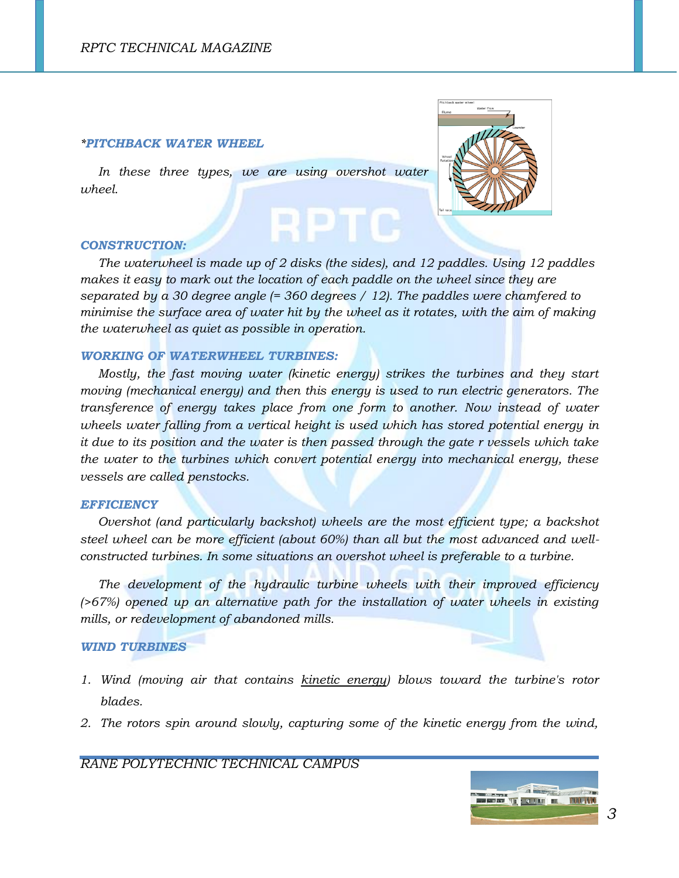***PITCHBACK WATER WHEEL**

*In these three types, we are using overshot water wheel.*

### CONSTRUCTION:

*The waterwheel is made up of 2 disks (the sides), and 12 paddles. Using 12 paddles makes it easy to mark out the location of each paddle on the wheel since they are separated by a 30 degree angle (= 360 degrees / 12). The paddles were chamfered to minimise the surface area of water hit by the wheel as it rotates, with the aim of making the waterwheel as quiet as possible in operation.*

### WORKING OF WATERWHEEL TURBINES:

*Mostly, the fast moving water (kinetic energy) strikes the turbines and they start moving (mechanical energy) and then this energy is used to run electric generators. The transference of energy takes place from one form to another. Now instead of water wheels water falling from a vertical height is used which has stored potential energy in it due to its position and the water is then passed through the gate r vessels which take the water to the turbines which convert potential energy into mechanical energy, these vessels are called penstocks.*

### EFFICIENCY

*Overshot (and particularly backshot) wheels are the most efficient type; a backshot steel wheel can be more efficient (about 60%) than all but the most advanced and well-constructed turbines. In some situations an overshot wheel is preferable to a turbine.*

*The development of the hydraulic turbine wheels with their improved efficiency (>67%) opened up an alternative path for the installation of water wheels in existing mills, or redevelopment of abandoned mills.*

### WIND TURBINES

1. *Wind (moving air that contains kinetic energy) blows toward the turbine's rotor blades.*
2. *The rotors spin around slowly, capturing some of the kinetic energy from the wind,*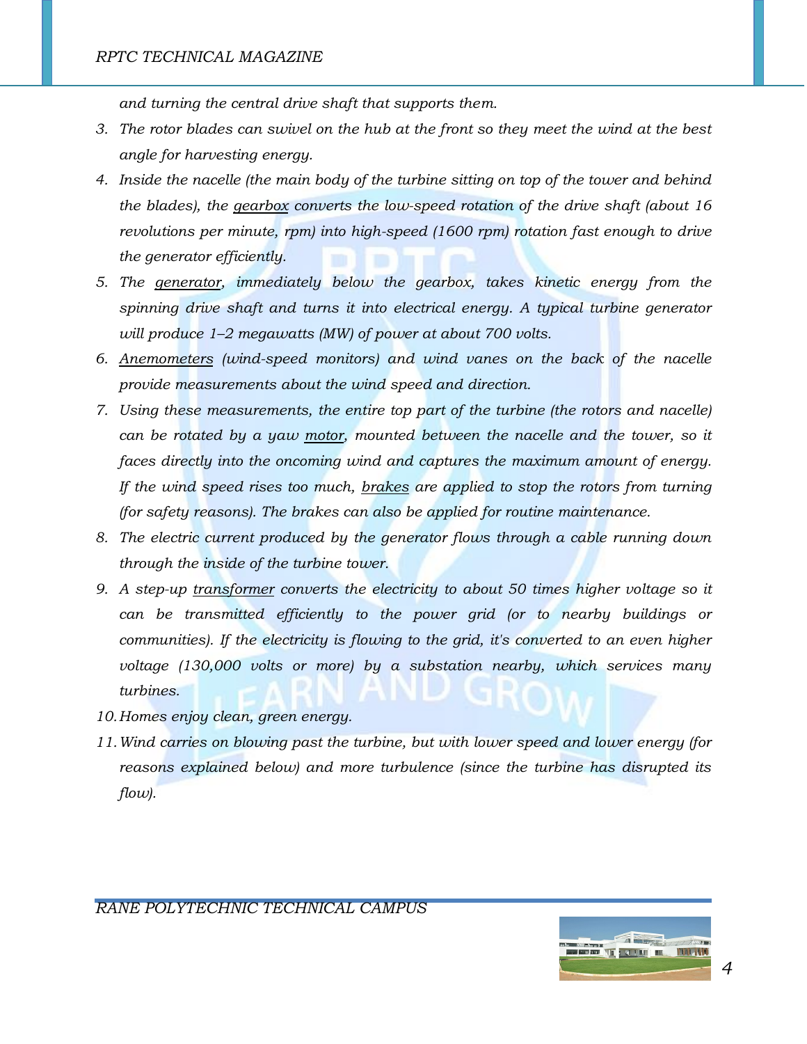*and turning the central drive shaft that supports them.*

3. *The rotor blades can swivel on the hub at the front so they meet the wind at the best angle for harvesting energy.*
4. *Inside the nacelle (the main body of the turbine sitting on top of the tower and behind the blades), the gearbox converts the low-speed rotation of the drive shaft (about 16 revolutions per minute, rpm) into high-speed (1600 rpm) rotation fast enough to drive the generator efficiently.*
5. *The generator, immediately below the gearbox, takes kinetic energy from the spinning drive shaft and turns it into electrical energy. A typical turbine generator will produce 1–2 megawatts (MW) of power at about 700 volts.*
6. *Anemometers (wind-speed monitors) and wind vanes on the back of the nacelle provide measurements about the wind speed and direction.*
7. *Using these measurements, the entire top part of the turbine (the rotors and nacelle) can be rotated by a yaw motor, mounted between the nacelle and the tower, so it faces directly into the oncoming wind and captures the maximum amount of energy. If the wind speed rises too much, brakes are applied to stop the rotors from turning (for safety reasons). The brakes can also be applied for routine maintenance.*
8. *The electric current produced by the generator flows through a cable running down through the inside of the turbine tower.*
9. *A step-up transformer converts the electricity to about 50 times higher voltage so it can be transmitted efficiently to the power grid (or to nearby buildings or communities). If the electricity is flowing to the grid, it's converted to an even higher voltage (130,000 volts or more) by a substation nearby, which services many turbines.*
10. *Homes enjoy clean, green energy.*
11. *Wind carries on blowing past the turbine, but with lower speed and lower energy (for reasons explained below) and more turbulence (since the turbine has disrupted its flow).*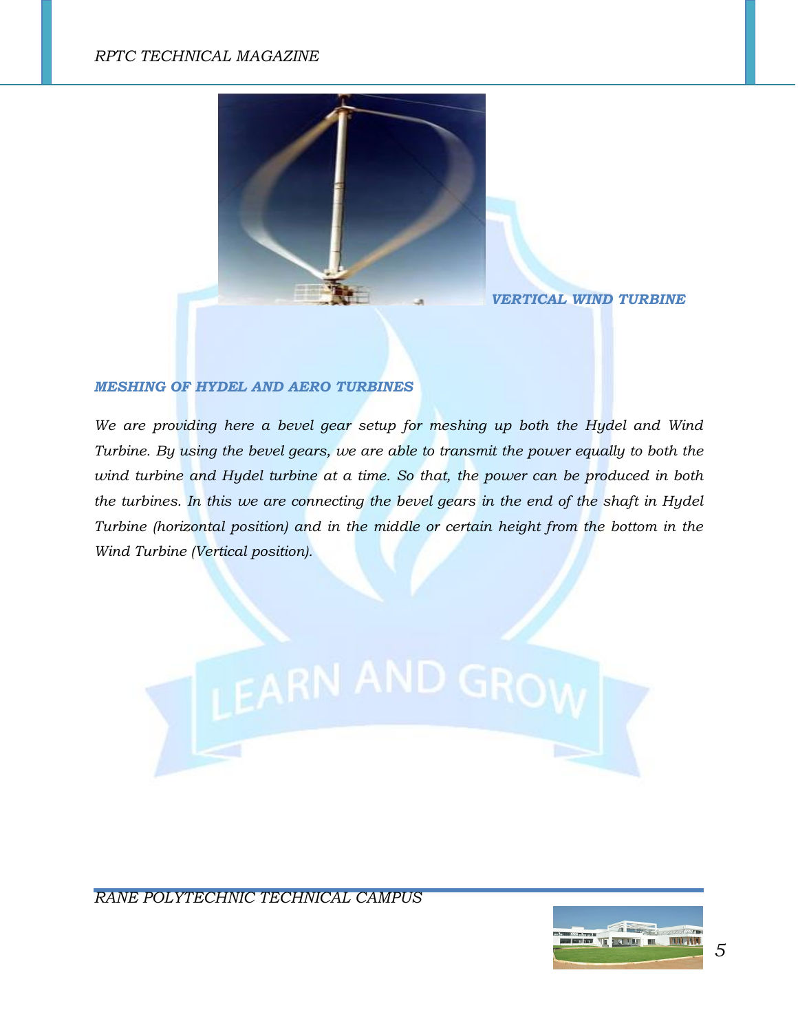*VERTICAL WIND TURBINE*

### *MESHING OF HYDEL AND AERO TURBINES*

*We are providing here a bevel gear setup for meshing up both the Hydel and Wind Turbine. By using the bevel gears, we are able to transmit the power equally to both the wind turbine and Hydel turbine at a time. So that, the power can be produced in both the turbines. In this we are connecting the bevel gears in the end of the shaft in Hydel Turbine (horizontal position) and in the middle or certain height from the bottom in the Wind Turbine (Vertical position).*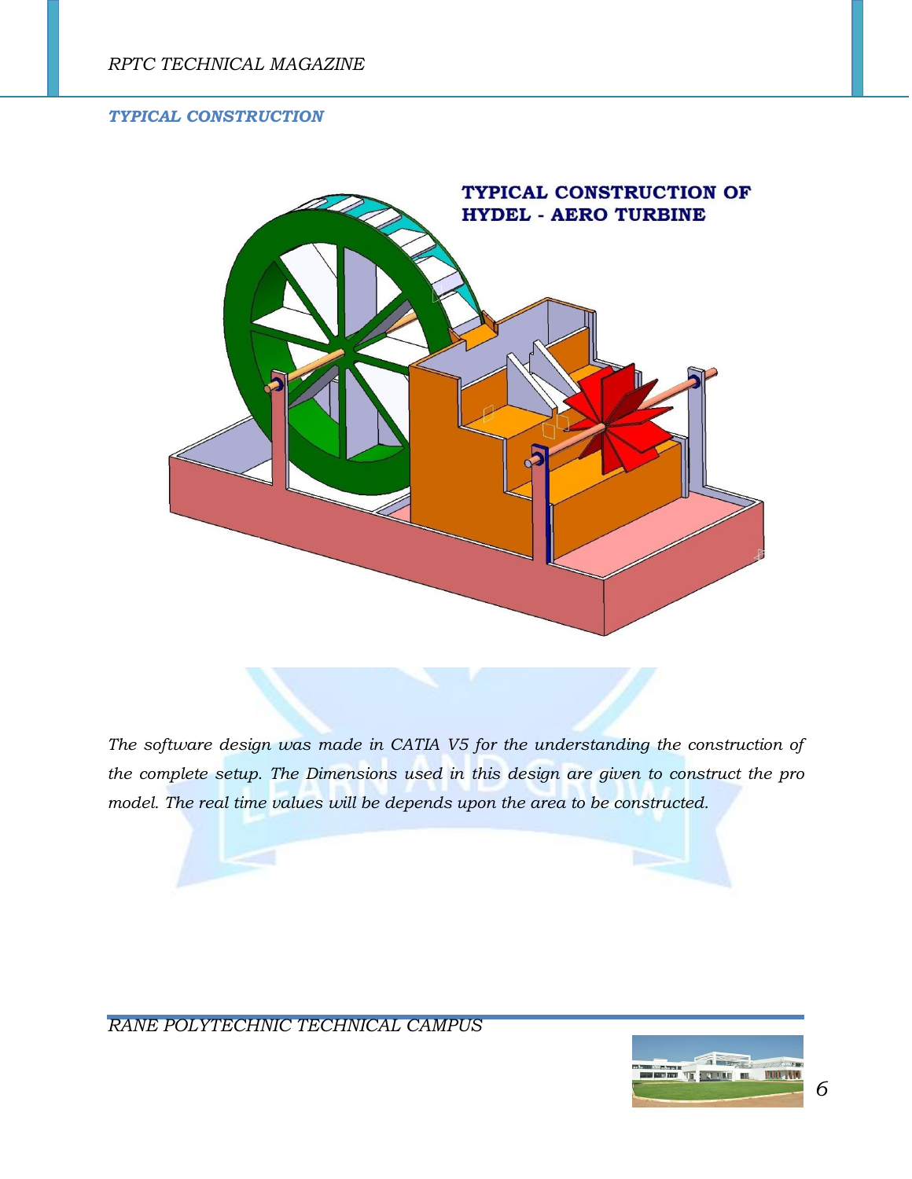## *TYPICAL CONSTRUCTION*

TYPICAL CONSTRUCTION OF HYDEL - AERO TURBINE

*The software design was made in CATIA V5 for the understanding the construction of the complete setup. The Dimensions used in this design are given to construct the pro model. The real time values will be depends upon the area to be constructed.*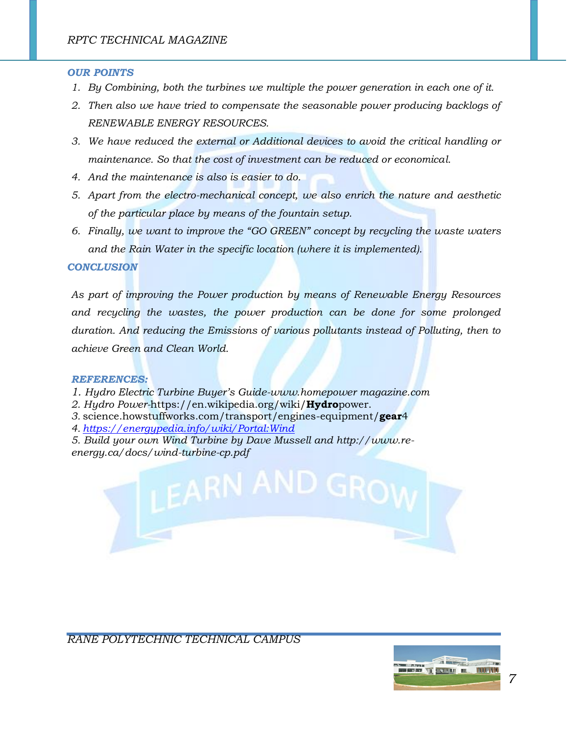### *OUR POINTS*

1. *By Combining, both the turbines we multiple the power generation in each one of it.*
2. *Then also we have tried to compensate the seasonable power producing backlogs of RENEWABLE ENERGY RESOURCES.*
3. *We have reduced the external or Additional devices to avoid the critical handling or maintenance. So that the cost of investment can be reduced or economical.*
4. *And the maintenance is also is easier to do.*
5. *Apart from the electro-mechanical concept, we also enrich the nature and aesthetic of the particular place by means of the fountain setup.*
6. *Finally, we want to improve the "GO GREEN" concept by recycling the waste waters and the Rain Water in the specific location (where it is implemented).*

### *CONCLUSION*

*As part of improving the Power production by means of Renewable Energy Resources and recycling the wastes, the power production can be done for some prolonged duration. And reducing the Emissions of various pollutants instead of Polluting, then to achieve Green and Clean World.*

### *REFERENCES:*

1. *Hydro Electric Turbine Buyer's Guide-www.homepower magazine.com*
2. *Hydro Power*-https://en.wikipedia.org/wiki/**Hydro**power.
3. science.howstuffworks.com/transport/engines-equipment/**gear**4
4. *https://energypedia.info/wiki/Portal:Wind*
5. *Build your own Wind Turbine by Dave Mussell and http://www.re-energy.ca/docs/wind-turbine-cp.pdf*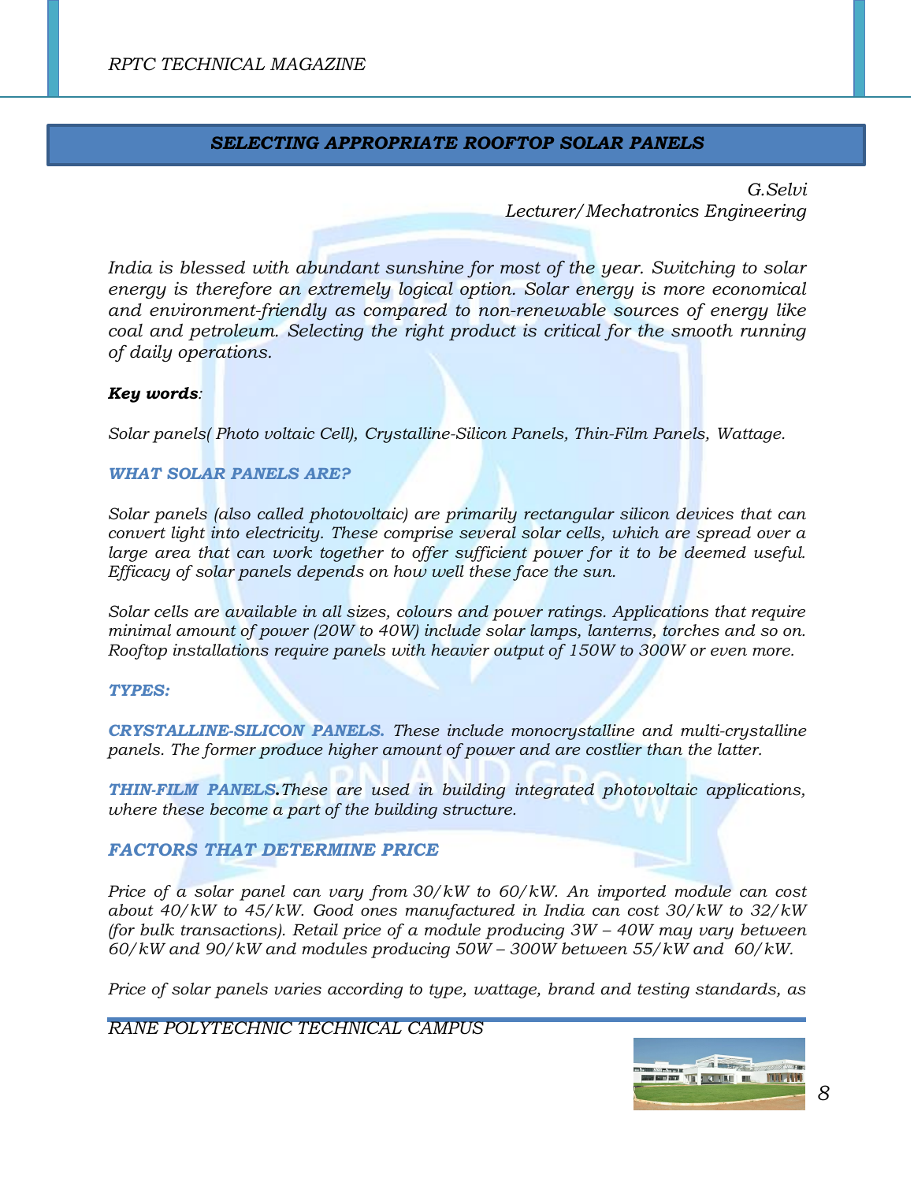## SELECTING APPROPRIATE ROOFTOP SOLAR PANELS

*G.Selvi*
*Lecturer/ Mechatronics Engineering*

*India is blessed with abundant sunshine for most of the year. Switching to solar energy is therefore an extremely logical option. Solar energy is more economical and environment-friendly as compared to non-renewable sources of energy like coal and petroleum. Selecting the right product is critical for the smooth running of daily operations.*

***Key words**:*

*Solar panels( Photo voltaic Cell), Crystalline-Silicon Panels, Thin-Film Panels, Wattage.*

### WHAT SOLAR PANELS ARE?

*Solar panels (also called photovoltaic) are primarily rectangular silicon devices that can convert light into electricity. These comprise several solar cells, which are spread over a large area that can work together to offer sufficient power for it to be deemed useful. Efficacy of solar panels depends on how well these face the sun.*

*Solar cells are available in all sizes, colours and power ratings. Applications that require minimal amount of power (20W to 40W) include solar lamps, lanterns, torches and so on. Rooftop installations require panels with heavier output of 150W to 300W or even more.*

### TYPES:

***CRYSTALLINE-SILICON PANELS.*** *These include monocrystalline and multi-crystalline panels. The former produce higher amount of power and are costlier than the latter.*

***THIN-FILM PANELS.****These are used in building integrated photovoltaic applications, where these become a part of the building structure.*

### FACTORS THAT DETERMINE PRICE

*Price of a solar panel can vary from 30/kW to 60/kW. An imported module can cost about 40/kW to 45/kW. Good ones manufactured in India can cost 30/kW to 32/kW (for bulk transactions). Retail price of a module producing 3W – 40W may vary between 60/kW and 90/kW and modules producing 50W – 300W between 55/kW and 60/kW.*

*Price of solar panels varies according to type, wattage, brand and testing standards, as*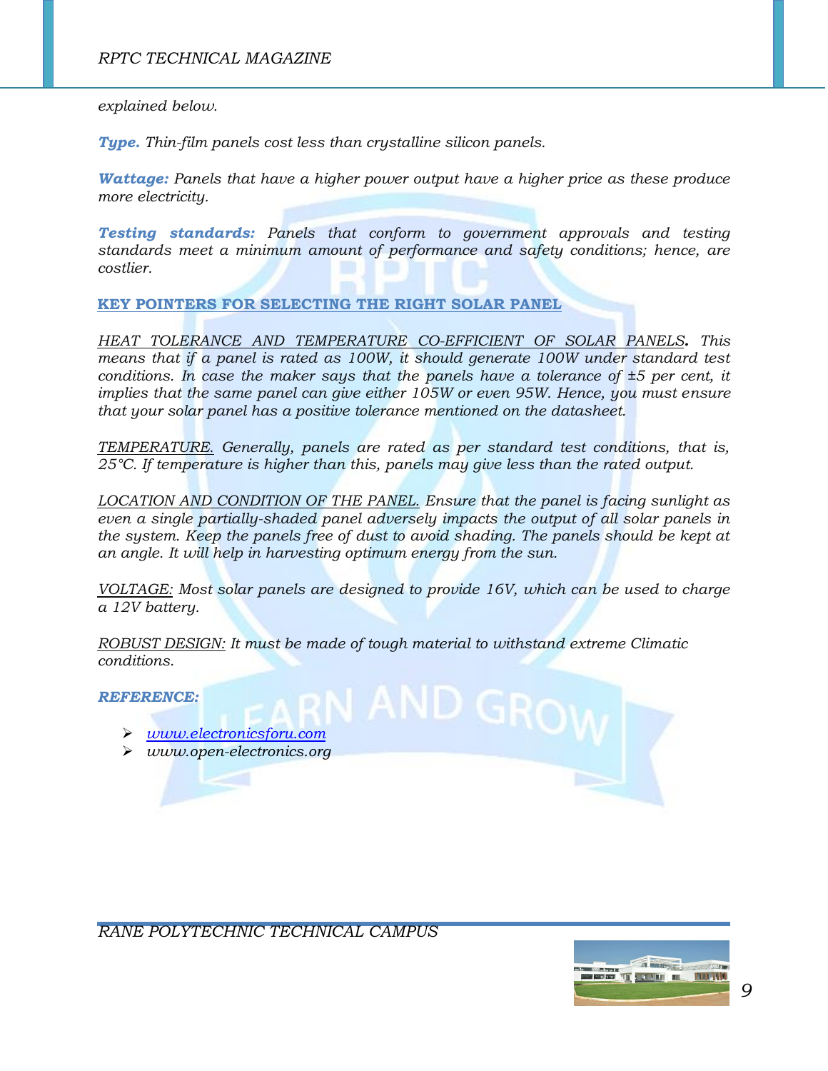*explained below.*

***Type.*** *Thin-film panels cost less than crystalline silicon panels.*

***Wattage:*** *Panels that have a higher power output have a higher price as these produce more electricity.*

***Testing standards:*** *Panels that conform to government approvals and testing standards meet a minimum amount of performance and safety conditions; hence, are costlier.*

## KEY POINTERS FOR SELECTING THE RIGHT SOLAR PANEL

*HEAT TOLERANCE AND TEMPERATURE CO-EFFICIENT OF SOLAR PANELS.* *This means that if a panel is rated as 100W, it should generate 100W under standard test conditions. In case the maker says that the panels have a tolerance of ±5 per cent, it implies that the same panel can give either 105W or even 95W. Hence, you must ensure that your solar panel has a positive tolerance mentioned on the datasheet.*

*TEMPERATURE.* *Generally, panels are rated as per standard test conditions, that is, 25°C. If temperature is higher than this, panels may give less than the rated output.*

*LOCATION AND CONDITION OF THE PANEL.* *Ensure that the panel is facing sunlight as even a single partially-shaded panel adversely impacts the output of all solar panels in the system. Keep the panels free of dust to avoid shading. The panels should be kept at an angle. It will help in harvesting optimum energy from the sun.*

*VOLTAGE:* *Most solar panels are designed to provide 16V, which can be used to charge a 12V battery.*

*ROBUST DESIGN:* *It must be made of tough material to withstand extreme Climatic conditions.*

***REFERENCE:***

- *www.electronicsforu.com*
- *www.open-electronics.org*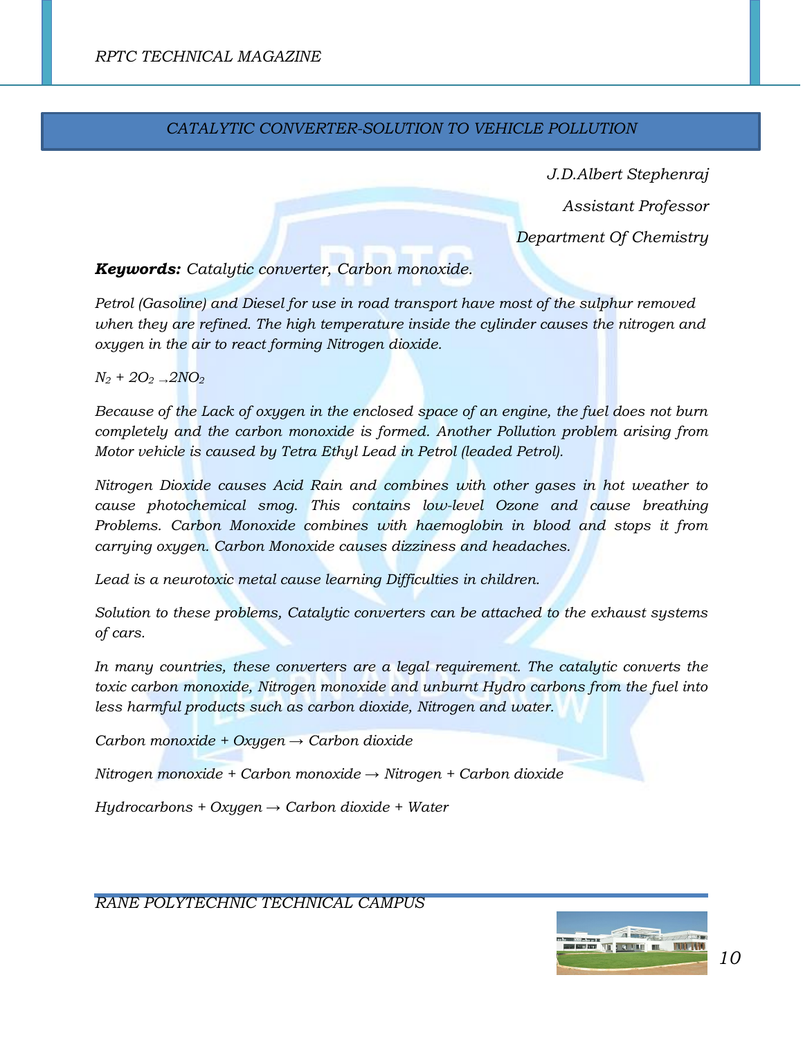## CATALYTIC CONVERTER-SOLUTION TO VEHICLE POLLUTION

*J.D.Albert Stephenraj*

*Assistant Professor*

*Department Of Chemistry*

***Keywords:*** *Catalytic converter, Carbon monoxide.*

*Petrol (Gasoline) and Diesel for use in road transport have most of the sulphur removed when they are refined. The high temperature inside the cylinder causes the nitrogen and oxygen in the air to react forming Nitrogen dioxide.*

$N_2 + 2O_2 \rightarrow 2NO_2$

*Because of the Lack of oxygen in the enclosed space of an engine, the fuel does not burn completely and the carbon monoxide is formed. Another Pollution problem arising from Motor vehicle is caused by Tetra Ethyl Lead in Petrol (leaded Petrol).*

*Nitrogen Dioxide causes Acid Rain and combines with other gases in hot weather to cause photochemical smog. This contains low-level Ozone and cause breathing Problems. Carbon Monoxide combines with haemoglobin in blood and stops it from carrying oxygen. Carbon Monoxide causes dizziness and headaches.*

*Lead is a neurotoxic metal cause learning Difficulties in children.*

*Solution to these problems, Catalytic converters can be attached to the exhaust systems of cars.*

*In many countries, these converters are a legal requirement. The catalytic converts the toxic carbon monoxide, Nitrogen monoxide and unburnt Hydro carbons from the fuel into less harmful products such as carbon dioxide, Nitrogen and water.*

*Carbon monoxide + Oxygen → Carbon dioxide*

*Nitrogen monoxide + Carbon monoxide → Nitrogen + Carbon dioxide*

*Hydrocarbons + Oxygen → Carbon dioxide + Water*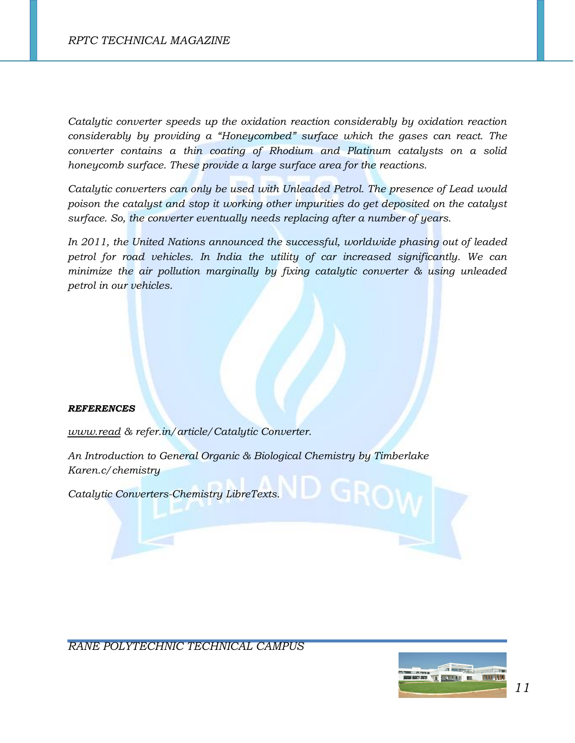*Catalytic converter speeds up the oxidation reaction considerably by oxidation reaction considerably by providing a "Honeycombed" surface which the gases can react. The converter contains a thin coating of Rhodium and Platinum catalysts on a solid honeycomb surface. These provide a large surface area for the reactions.*

*Catalytic converters can only be used with Unleaded Petrol. The presence of Lead would poison the catalyst and stop it working other impurities do get deposited on the catalyst surface. So, the converter eventually needs replacing after a number of years.*

*In 2011, the United Nations announced the successful, worldwide phasing out of leaded petrol for road vehicles. In India the utility of car increased significantly. We can minimize the air pollution marginally by fixing catalytic converter & using unleaded petrol in our vehicles.*

***REFERENCES***

*www.read & refer.in/article/Catalytic Converter.*

*An Introduction to General Organic & Biological Chemistry by Timberlake Karen.c/chemistry*

*Catalytic Converters-Chemistry LibreTexts.*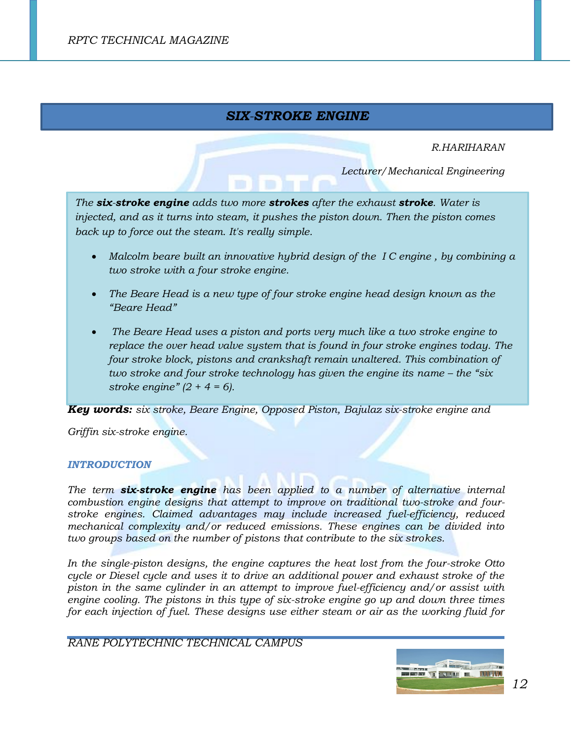# *SIX-STROKE ENGINE*

*R.HARIHARAN*

*Lecturer/Mechanical Engineering*

*The **six-stroke engine** adds two more **strokes** after the exhaust **stroke**. Water is injected, and as it turns into steam, it pushes the piston down. Then the piston comes back up to force out the steam. It's really simple.*

- *Malcolm beare built an innovative hybrid design of the I C engine , by combining a two stroke with a four stroke engine.*
- *The Beare Head is a new type of four stroke engine head design known as the "Beare Head"*
- *The Beare Head uses a piston and ports very much like a two stroke engine to replace the over head valve system that is found in four stroke engines today. The four stroke block, pistons and crankshaft remain unaltered. This combination of two stroke and four stroke technology has given the engine its name – the "six stroke engine" (2 + 4 = 6).*

***Key words:*** *six stroke, Beare Engine, Opposed Piston, Bajulaz six-stroke engine and Griffin six-stroke engine.*

## *INTRODUCTION*

*The term **six-stroke engine** has been applied to a number of alternative internal combustion engine designs that attempt to improve on traditional two-stroke and four-stroke engines. Claimed advantages may include increased fuel-efficiency, reduced mechanical complexity and/or reduced emissions. These engines can be divided into two groups based on the number of pistons that contribute to the six strokes.*

*In the single-piston designs, the engine captures the heat lost from the four-stroke Otto cycle or Diesel cycle and uses it to drive an additional power and exhaust stroke of the piston in the same cylinder in an attempt to improve fuel-efficiency and/or assist with engine cooling. The pistons in this type of six-stroke engine go up and down three times for each injection of fuel. These designs use either steam or air as the working fluid for*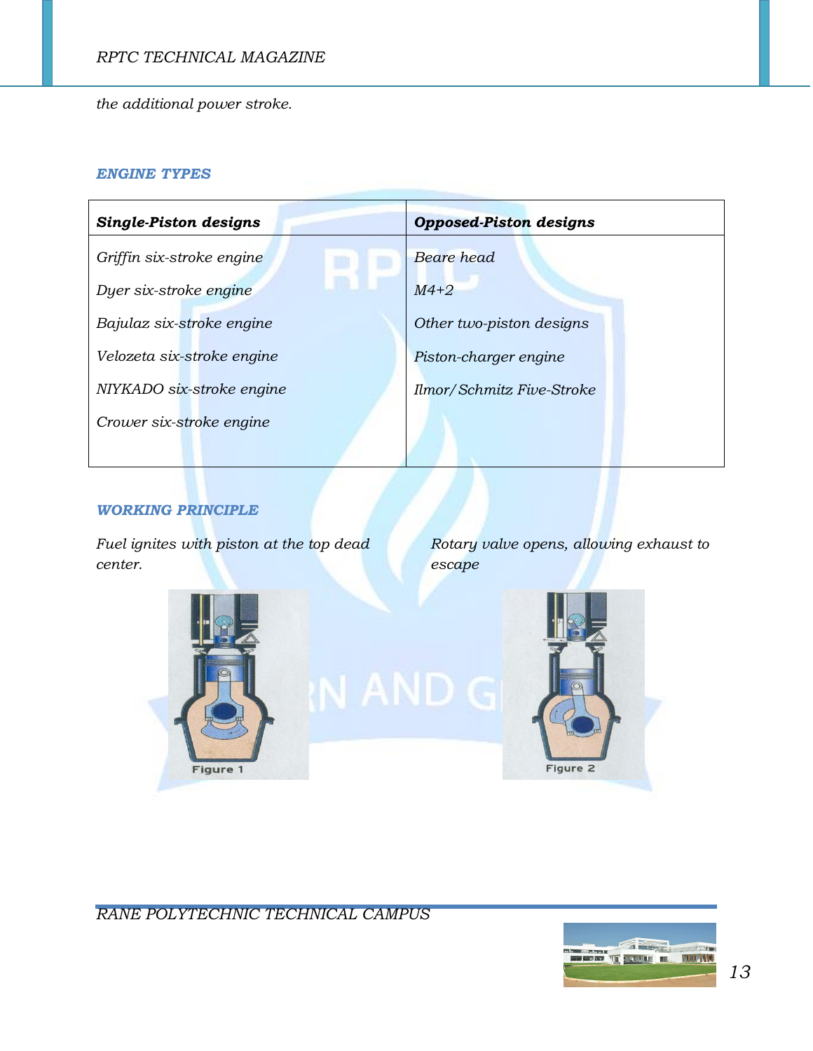*the additional power stroke.*

### ENGINE TYPES

| ***Single-Piston designs*** | ***Opposed-Piston designs*** |
|---|---|
| *Griffin six-stroke engine* | *Beare head* |
| *Dyer six-stroke engine* | *M4+2* |
| *Bajulaz six-stroke engine* | *Other two-piston designs* |
| *Velozeta six-stroke engine* | *Piston-charger engine* |
| *NIYKADO six-stroke engine* | *Ilmor/Schmitz Five-Stroke* |
| *Crower six-stroke engine* | |

### WORKING PRINCIPLE

*Fuel ignites with piston at the top dead center.*

Figure 1

*Rotary valve opens, allowing exhaust to escape*

Figure 2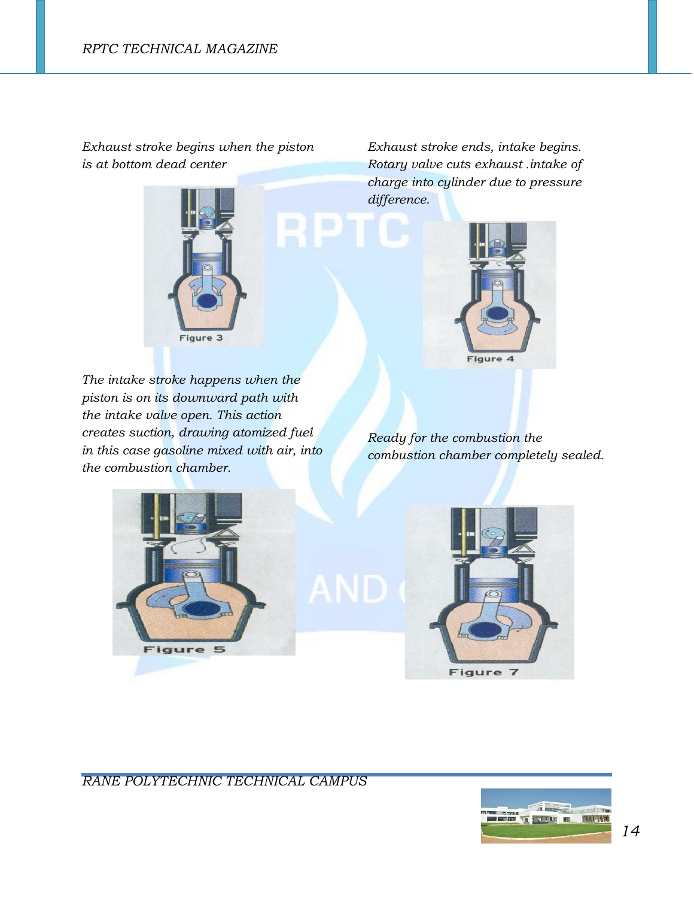*Exhaust stroke begins when the piston is at bottom dead center*

Figure 3

*Exhaust stroke ends, intake begins. Rotary valve cuts exhaust .intake of charge into cylinder due to pressure difference.*

Figure 4

*The intake stroke happens when the piston is on its downward path with the intake valve open. This action creates suction, drawing atomized fuel in this case gasoline mixed with air, into the combustion chamber.*

Figure 5

*Ready for the combustion the combustion chamber completely sealed.*

Figure 7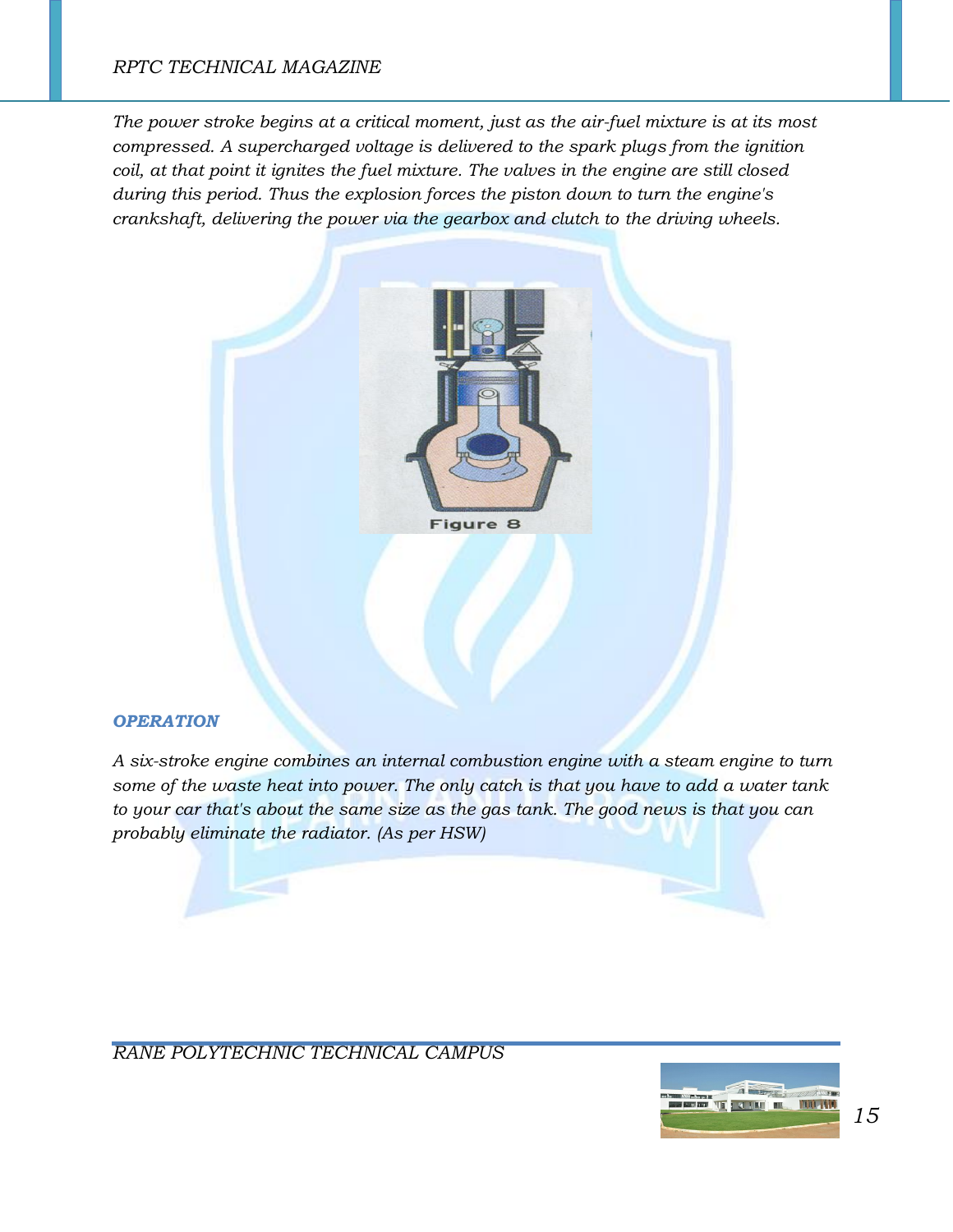*The power stroke begins at a critical moment, just as the air-fuel mixture is at its most compressed. A supercharged voltage is delivered to the spark plugs from the ignition coil, at that point it ignites the fuel mixture. The valves in the engine are still closed during this period. Thus the explosion forces the piston down to turn the engine's crankshaft, delivering the power via the gearbox and clutch to the driving wheels.*

Figure 8

### *OPERATION*

*A six-stroke engine combines an internal combustion engine with a steam engine to turn some of the waste heat into power. The only catch is that you have to add a water tank to your car that's about the same size as the gas tank. The good news is that you can probably eliminate the radiator. (As per HSW)*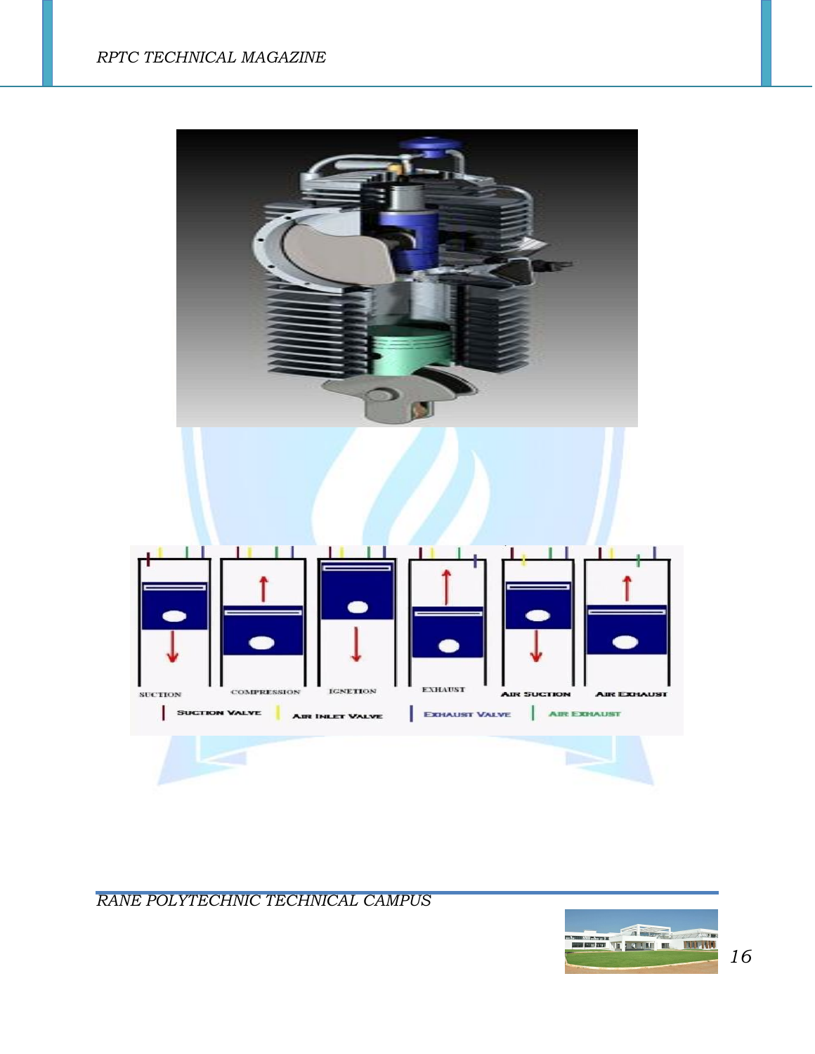SUCTION COMPRESSION IGNETION EXHAUST AIR SUCTION AIR EXHAUST

SUCTION VALVE AIR INLET VALVE EXHAUST VALVE AIR EXHAUST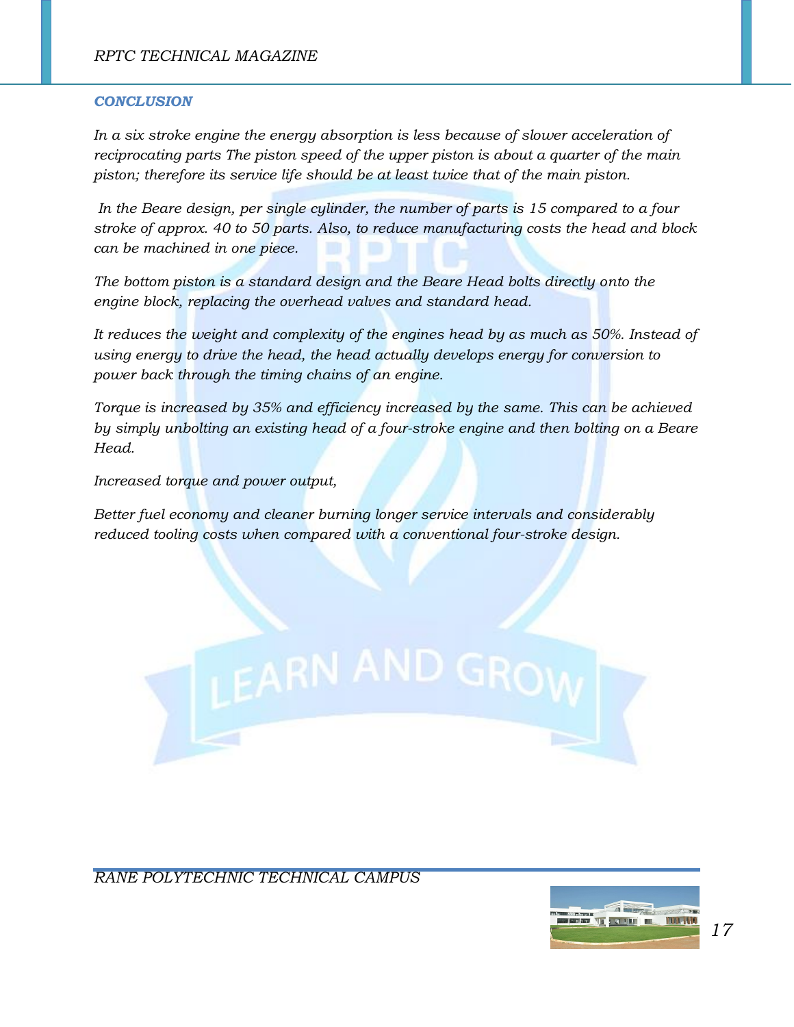### *CONCLUSION*

*In a six stroke engine the energy absorption is less because of slower acceleration of reciprocating parts The piston speed of the upper piston is about a quarter of the main piston; therefore its service life should be at least twice that of the main piston.*

*In the Beare design, per single cylinder, the number of parts is 15 compared to a four stroke of approx. 40 to 50 parts. Also, to reduce manufacturing costs the head and block can be machined in one piece.*

*The bottom piston is a standard design and the Beare Head bolts directly onto the engine block, replacing the overhead valves and standard head.*

*It reduces the weight and complexity of the engines head by as much as 50%. Instead of using energy to drive the head, the head actually develops energy for conversion to power back through the timing chains of an engine.*

*Torque is increased by 35% and efficiency increased by the same. This can be achieved by simply unbolting an existing head of a four-stroke engine and then bolting on a Beare Head.*

*Increased torque and power output,*

*Better fuel economy and cleaner burning longer service intervals and considerably reduced tooling costs when compared with a conventional four-stroke design.*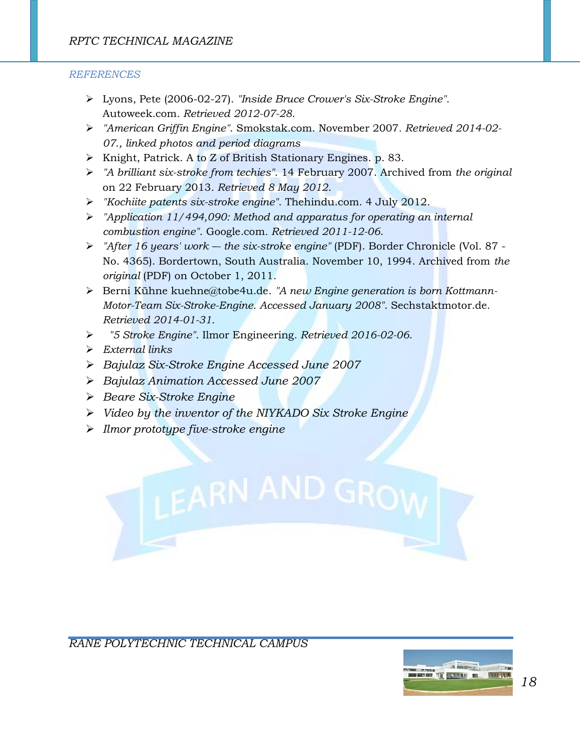## REFERENCES

- Lyons, Pete (2006-02-27). *"Inside Bruce Crower's Six-Stroke Engine"*. Autoweek.com. *Retrieved 2012-07-28*.
- *"American Griffin Engine"*. Smokstak.com. November 2007. *Retrieved 2014-02-07., linked photos and period diagrams*
- Knight, Patrick. A to Z of British Stationary Engines. p. 83.
- *"A brilliant six-stroke from techies"*. 14 February 2007. Archived from *the original* on 22 February 2013. *Retrieved 8 May 2012*.
- *"Kochiite patents six-stroke engine"*. Thehindu.com. 4 July 2012.
- *"Application 11/494,090: Method and apparatus for operating an internal combustion engine"*. Google.com. *Retrieved 2011-12-06*.
- *"After 16 years' work — the six-stroke engine"* (PDF). Border Chronicle (Vol. 87 - No. 4365). Bordertown, South Australia. November 10, 1994. Archived from *the original* (PDF) on October 1, 2011.
- Berni Kühne kuehne@tobe4u.de. *"A new Engine generation is born Kottmann-Motor-Team Six-Stroke-Engine. Accessed January 2008"*. Sechstaktmotor.de. *Retrieved 2014-01-31*.
- *"5 Stroke Engine"*. Ilmor Engineering. *Retrieved 2016-02-06*.
- *External links*
- *Bajulaz Six-Stroke Engine Accessed June 2007*
- *Bajulaz Animation Accessed June 2007*
- *Beare Six-Stroke Engine*
- *Video by the inventor of the NIYKADO Six Stroke Engine*
- *Ilmor prototype five-stroke engine*